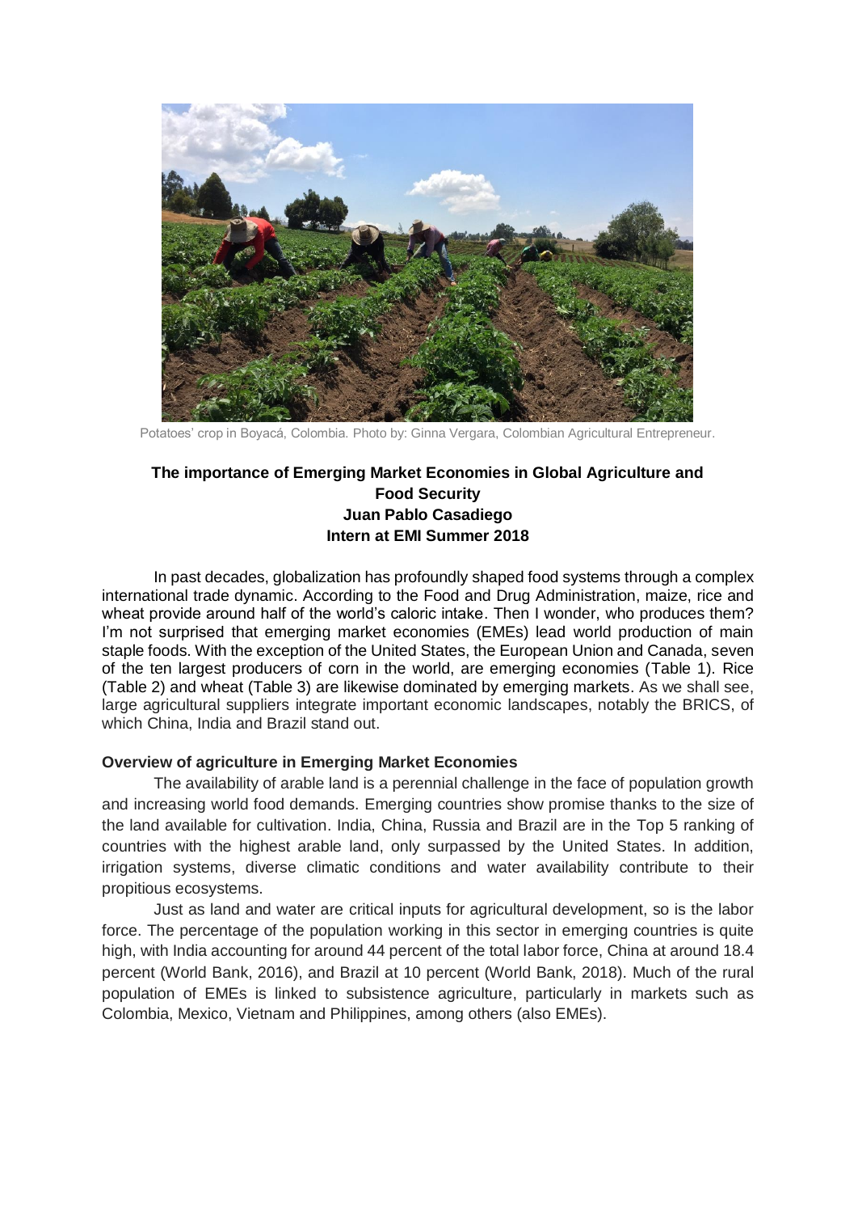Potatoes' crop in Boyacá, Colombia. Photo by: Ginna Vergara, Colombian Agricultural Entrepreneur.

**The importance of Emerging Market Economies in Global Agriculture and Food Security**
**Juan Pablo Casadiego**
**Intern at EMI Summer 2018**

In past decades, globalization has profoundly shaped food systems through a complex international trade dynamic. According to the Food and Drug Administration, maize, rice and wheat provide around half of the world's caloric intake. Then I wonder, who produces them? I'm not surprised that emerging market economies (EMEs) lead world production of main staple foods. With the exception of the United States, the European Union and Canada, seven of the ten largest producers of corn in the world, are emerging economies (Table 1). Rice (Table 2) and wheat (Table 3) are likewise dominated by emerging markets. As we shall see, large agricultural suppliers integrate important economic landscapes, notably the BRICS, of which China, India and Brazil stand out.

**Overview of agriculture in Emerging Market Economies**

The availability of arable land is a perennial challenge in the face of population growth and increasing world food demands. Emerging countries show promise thanks to the size of the land available for cultivation. India, China, Russia and Brazil are in the Top 5 ranking of countries with the highest arable land, only surpassed by the United States. In addition, irrigation systems, diverse climatic conditions and water availability contribute to their propitious ecosystems.

Just as land and water are critical inputs for agricultural development, so is the labor force. The percentage of the population working in this sector in emerging countries is quite high, with India accounting for around 44 percent of the total labor force, China at around 18.4 percent (World Bank, 2016), and Brazil at 10 percent (World Bank, 2018). Much of the rural population of EMEs is linked to subsistence agriculture, particularly in markets such as Colombia, Mexico, Vietnam and Philippines, among others (also EMEs).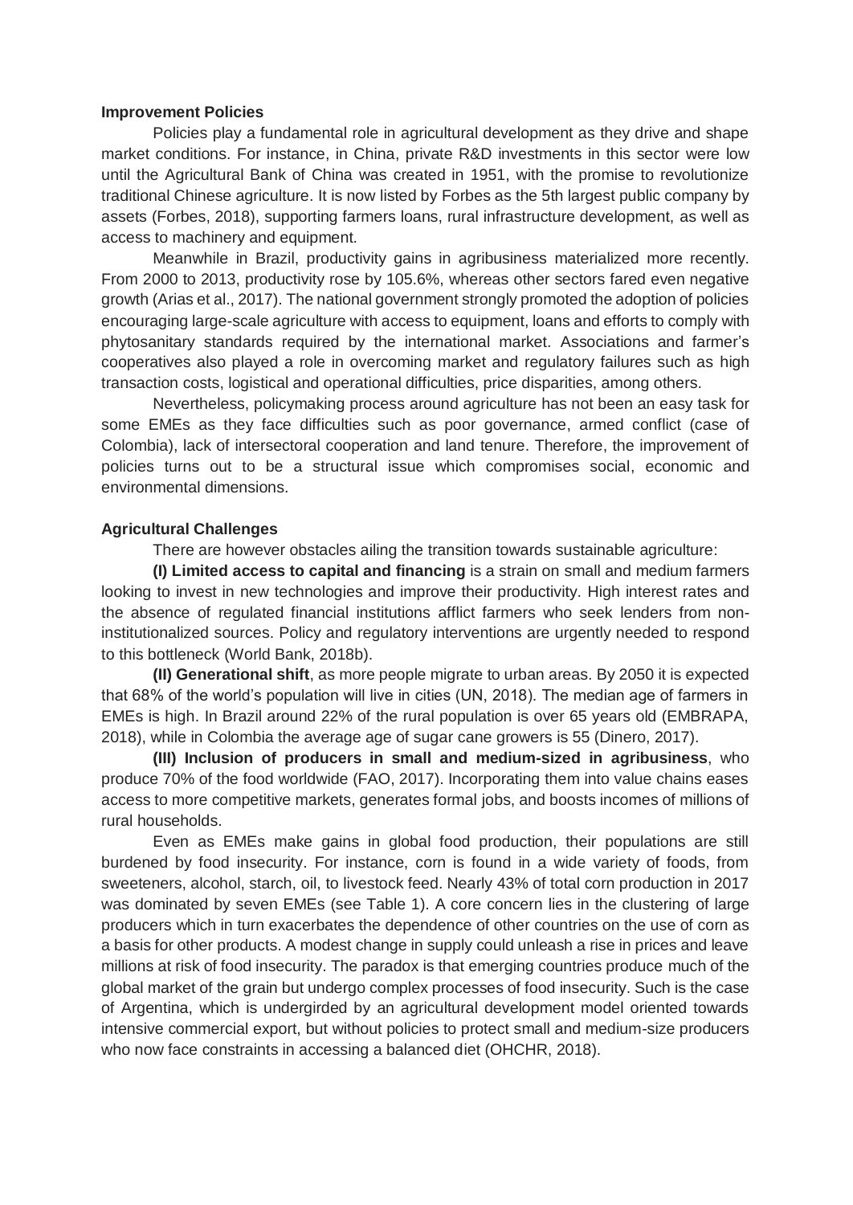**Improvement Policies**

Policies play a fundamental role in agricultural development as they drive and shape market conditions. For instance, in China, private R&D investments in this sector were low until the Agricultural Bank of China was created in 1951, with the promise to revolutionize traditional Chinese agriculture. It is now listed by Forbes as the 5th largest public company by assets (Forbes, 2018), supporting farmers loans, rural infrastructure development, as well as access to machinery and equipment.

Meanwhile in Brazil, productivity gains in agribusiness materialized more recently. From 2000 to 2013, productivity rose by 105.6%, whereas other sectors fared even negative growth (Arias et al., 2017). The national government strongly promoted the adoption of policies encouraging large-scale agriculture with access to equipment, loans and efforts to comply with phytosanitary standards required by the international market. Associations and farmer's cooperatives also played a role in overcoming market and regulatory failures such as high transaction costs, logistical and operational difficulties, price disparities, among others.

Nevertheless, policymaking process around agriculture has not been an easy task for some EMEs as they face difficulties such as poor governance, armed conflict (case of Colombia), lack of intersectoral cooperation and land tenure. Therefore, the improvement of policies turns out to be a structural issue which compromises social, economic and environmental dimensions.

**Agricultural Challenges**

There are however obstacles ailing the transition towards sustainable agriculture:

**(I) Limited access to capital and financing** is a strain on small and medium farmers looking to invest in new technologies and improve their productivity. High interest rates and the absence of regulated financial institutions afflict farmers who seek lenders from non-institutionalized sources. Policy and regulatory interventions are urgently needed to respond to this bottleneck (World Bank, 2018b).

**(II) Generational shift**, as more people migrate to urban areas. By 2050 it is expected that 68% of the world's population will live in cities (UN, 2018). The median age of farmers in EMEs is high. In Brazil around 22% of the rural population is over 65 years old (EMBRAPA, 2018), while in Colombia the average age of sugar cane growers is 55 (Dinero, 2017).

**(III) Inclusion of producers in small and medium-sized in agribusiness**, who produce 70% of the food worldwide (FAO, 2017). Incorporating them into value chains eases access to more competitive markets, generates formal jobs, and boosts incomes of millions of rural households.

Even as EMEs make gains in global food production, their populations are still burdened by food insecurity. For instance, corn is found in a wide variety of foods, from sweeteners, alcohol, starch, oil, to livestock feed. Nearly 43% of total corn production in 2017 was dominated by seven EMEs (see Table 1). A core concern lies in the clustering of large producers which in turn exacerbates the dependence of other countries on the use of corn as a basis for other products. A modest change in supply could unleash a rise in prices and leave millions at risk of food insecurity. The paradox is that emerging countries produce much of the global market of the grain but undergo complex processes of food insecurity. Such is the case of Argentina, which is undergirded by an agricultural development model oriented towards intensive commercial export, but without policies to protect small and medium-size producers who now face constraints in accessing a balanced diet (OHCHR, 2018).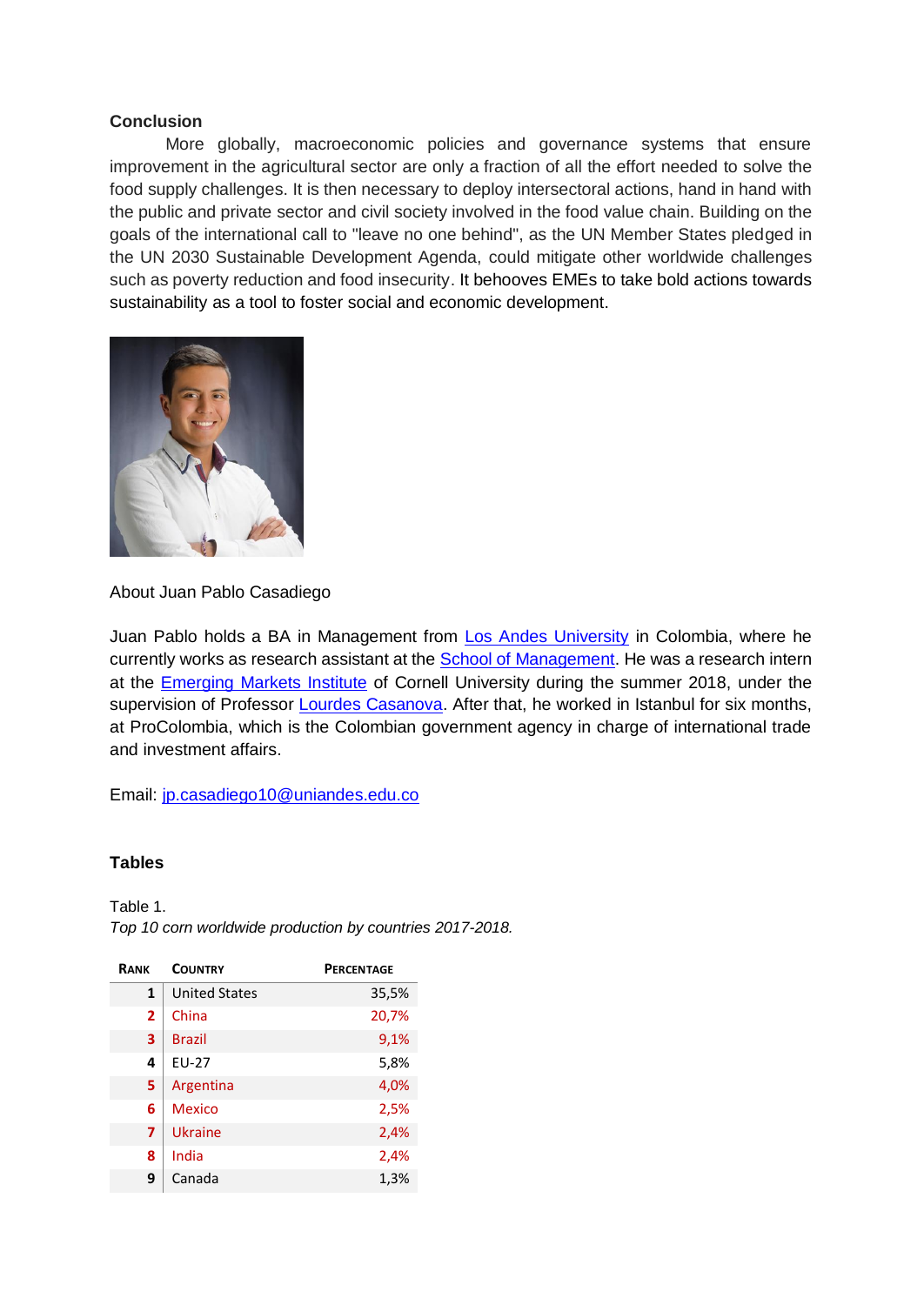**Conclusion**

More globally, macroeconomic policies and governance systems that ensure improvement in the agricultural sector are only a fraction of all the effort needed to solve the food supply challenges. It is then necessary to deploy intersectoral actions, hand in hand with the public and private sector and civil society involved in the food value chain. Building on the goals of the international call to "leave no one behind", as the UN Member States pledged in the UN 2030 Sustainable Development Agenda, could mitigate other worldwide challenges such as poverty reduction and food insecurity. It behooves EMEs to take bold actions towards sustainability as a tool to foster social and economic development.

About Juan Pablo Casadiego

Juan Pablo holds a BA in Management from Los Andes University in Colombia, where he currently works as research assistant at the School of Management. He was a research intern at the Emerging Markets Institute of Cornell University during the summer 2018, under the supervision of Professor Lourdes Casanova. After that, he worked in Istanbul for six months, at ProColombia, which is the Colombian government agency in charge of international trade and investment affairs.

Email: jp.casadiego10@uniandes.edu.co

**Tables**

Table 1.
*Top 10 corn worldwide production by countries 2017-2018.*

| Rank | Country | Percentage |
|---|---|---|
| 1 | United States | 35,5% |
| 2 | China | 20,7% |
| 3 | Brazil | 9,1% |
| 4 | EU-27 | 5,8% |
| 5 | Argentina | 4,0% |
| 6 | Mexico | 2,5% |
| 7 | Ukraine | 2,4% |
| 8 | India | 2,4% |
| 9 | Canada | 1,3% |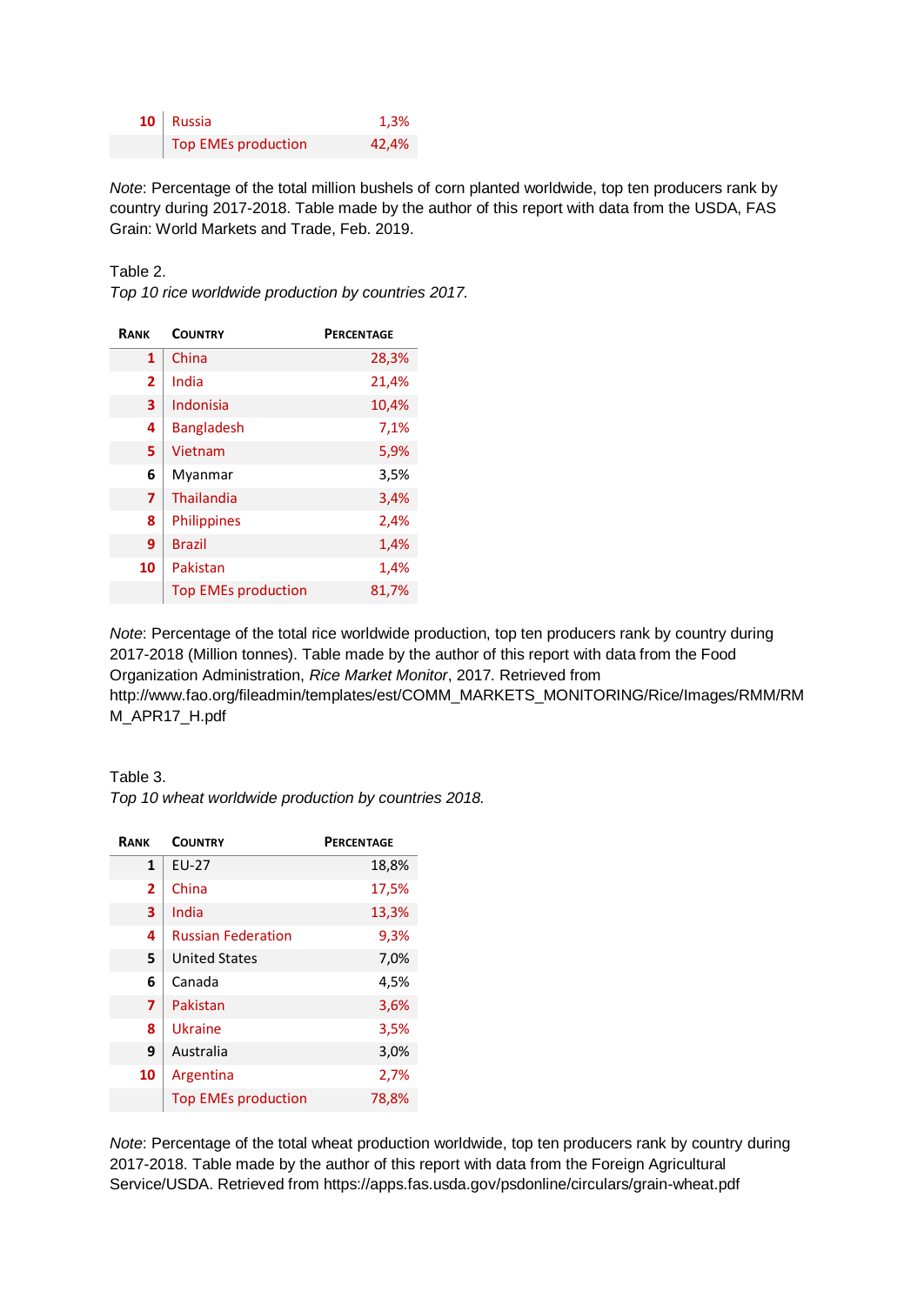| Rank | Country | Percentage |
|---|---|---|
| 10 | Russia | 1,3% |
| | Top EMEs production | 42,4% |

*Note*: Percentage of the total million bushels of corn planted worldwide, top ten producers rank by country during 2017-2018. Table made by the author of this report with data from the USDA, FAS Grain: World Markets and Trade, Feb. 2019.

Table 2.

*Top 10 rice worldwide production by countries 2017.*

| Rank | Country | Percentage |
|---|---|---|
| 1 | China | 28,3% |
| 2 | India | 21,4% |
| 3 | Indonisia | 10,4% |
| 4 | Bangladesh | 7,1% |
| 5 | Vietnam | 5,9% |
| 6 | Myanmar | 3,5% |
| 7 | Thailandia | 3,4% |
| 8 | Philippines | 2,4% |
| 9 | Brazil | 1,4% |
| 10 | Pakistan | 1,4% |
| | Top EMEs production | 81,7% |

*Note*: Percentage of the total rice worldwide production, top ten producers rank by country during 2017-2018 (Million tonnes). Table made by the author of this report with data from the Food Organization Administration, *Rice Market Monitor*, 2017. Retrieved from http://www.fao.org/fileadmin/templates/est/COMM_MARKETS_MONITORING/Rice/Images/RMM/RMM_APR17_H.pdf

Table 3.

*Top 10 wheat worldwide production by countries 2018.*

| Rank | Country | Percentage |
|---|---|---|
| 1 | EU-27 | 18,8% |
| 2 | China | 17,5% |
| 3 | India | 13,3% |
| 4 | Russian Federation | 9,3% |
| 5 | United States | 7,0% |
| 6 | Canada | 4,5% |
| 7 | Pakistan | 3,6% |
| 8 | Ukraine | 3,5% |
| 9 | Australia | 3,0% |
| 10 | Argentina | 2,7% |
| | Top EMEs production | 78,8% |

*Note*: Percentage of the total wheat production worldwide, top ten producers rank by country during 2017-2018. Table made by the author of this report with data from the Foreign Agricultural Service/USDA. Retrieved from https://apps.fas.usda.gov/psdonline/circulars/grain-wheat.pdf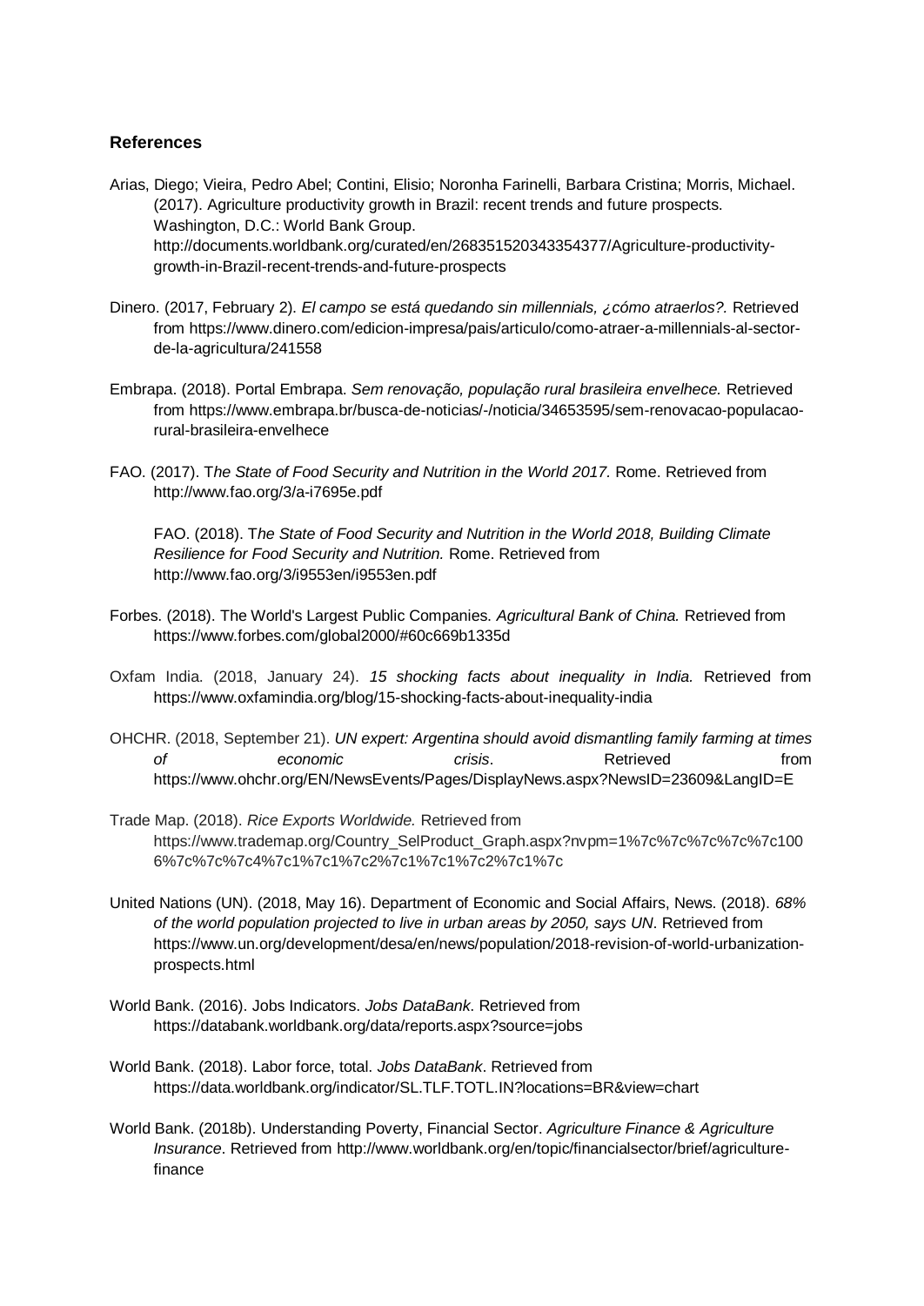**References**

Arias, Diego; Vieira, Pedro Abel; Contini, Elisio; Noronha Farinelli, Barbara Cristina; Morris, Michael. (2017). Agriculture productivity growth in Brazil: recent trends and future prospects. Washington, D.C.: World Bank Group. http://documents.worldbank.org/curated/en/268351520343354377/Agriculture-productivity-growth-in-Brazil-recent-trends-and-future-prospects

Dinero. (2017, February 2). *El campo se está quedando sin millennials, ¿cómo atraerlos?.* Retrieved from https://www.dinero.com/edicion-impresa/pais/articulo/como-atraer-a-millennials-al-sector-de-la-agricultura/241558

Embrapa. (2018). Portal Embrapa. *Sem renovação, população rural brasileira envelhece.* Retrieved from https://www.embrapa.br/busca-de-noticias/-/noticia/34653595/sem-renovacao-populacao-rural-brasileira-envelhece

FAO. (2017). T*he State of Food Security and Nutrition in the World 2017.* Rome. Retrieved from http://www.fao.org/3/a-i7695e.pdf

FAO. (2018). T*he State of Food Security and Nutrition in the World 2018, Building Climate Resilience for Food Security and Nutrition.* Rome. Retrieved from http://www.fao.org/3/i9553en/i9553en.pdf

Forbes. (2018). The World's Largest Public Companies. *Agricultural Bank of China.* Retrieved from https://www.forbes.com/global2000/#60c669b1335d

Oxfam India. (2018, January 24). *15 shocking facts about inequality in India.* Retrieved from https://www.oxfamindia.org/blog/15-shocking-facts-about-inequality-india

OHCHR. (2018, September 21). *UN expert: Argentina should avoid dismantling family farming at times of economic crisis*. Retrieved from https://www.ohchr.org/EN/NewsEvents/Pages/DisplayNews.aspx?NewsID=23609&LangID=E

Trade Map. (2018). *Rice Exports Worldwide.* Retrieved from https://www.trademap.org/Country_SelProduct_Graph.aspx?nvpm=1%7c%7c%7c%7c%7c%7c1006%7c%7c%7c4%7c1%7c1%7c2%7c1%7c1%7c2%7c1%7c

United Nations (UN). (2018, May 16). Department of Economic and Social Affairs, News. (2018). *68% of the world population projected to live in urban areas by 2050, says UN*. Retrieved from https://www.un.org/development/desa/en/news/population/2018-revision-of-world-urbanization-prospects.html

World Bank. (2016). Jobs Indicators. *Jobs DataBank*. Retrieved from https://databank.worldbank.org/data/reports.aspx?source=jobs

World Bank. (2018). Labor force, total. *Jobs DataBank*. Retrieved from https://data.worldbank.org/indicator/SL.TLF.TOTL.IN?locations=BR&view=chart

World Bank. (2018b). Understanding Poverty, Financial Sector. *Agriculture Finance & Agriculture Insurance*. Retrieved from http://www.worldbank.org/en/topic/financialsector/brief/agriculture-finance